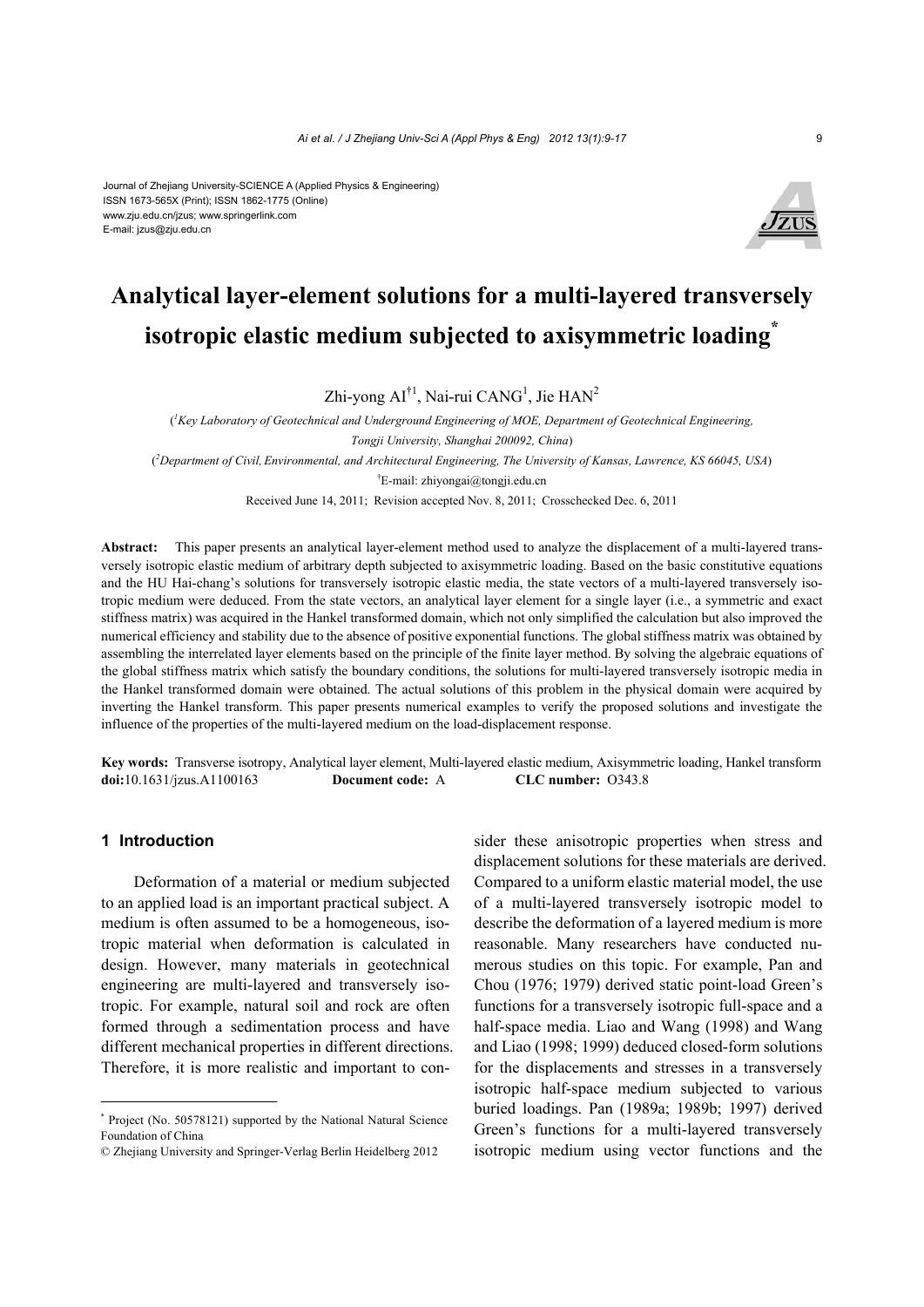Journal of Zhejiang University-SCIENCE A (Applied Physics & Engineering)
ISSN 1673-565X (Print); ISSN 1862-1775 (Online)
www.zju.edu.cn/jzus; www.springerlink.com
E-mail: jzus@zju.edu.cn

# Analytical layer-element solutions for a multi-layered transversely isotropic elastic medium subjected to axisymmetric loading*

Zhi-yong AI[†1], Nai-rui CANG[1], Jie HAN[2]

([1]Key Laboratory of Geotechnical and Underground Engineering of MOE, Department of Geotechnical Engineering, Tongji University, Shanghai 200092, China)

([2]Department of Civil, Environmental, and Architectural Engineering, The University of Kansas, Lawrence, KS 66045, USA)

[†]E-mail: zhiyongai@tongji.edu.cn

Received June 14, 2011; Revision accepted Nov. 8, 2011; Crosschecked Dec. 6, 2011

**Abstract:** This paper presents an analytical layer-element method used to analyze the displacement of a multi-layered transversely isotropic elastic medium of arbitrary depth subjected to axisymmetric loading. Based on the basic constitutive equations and the HU Hai-chang's solutions for transversely isotropic elastic media, the state vectors of a multi-layered transversely isotropic medium were deduced. From the state vectors, an analytical layer element for a single layer (i.e., a symmetric and exact stiffness matrix) was acquired in the Hankel transformed domain, which not only simplified the calculation but also improved the numerical efficiency and stability due to the absence of positive exponential functions. The global stiffness matrix was obtained by assembling the interrelated layer elements based on the principle of the finite layer method. By solving the algebraic equations of the global stiffness matrix which satisfy the boundary conditions, the solutions for multi-layered transversely isotropic media in the Hankel transformed domain were obtained. The actual solutions of this problem in the physical domain were acquired by inverting the Hankel transform. This paper presents numerical examples to verify the proposed solutions and investigate the influence of the properties of the multi-layered medium on the load-displacement response.

**Key words:** Transverse isotropy, Analytical layer element, Multi-layered elastic medium, Axisymmetric loading, Hankel transform
**doi:**10.1631/jzus.A1100163 **Document code:** A **CLC number:** O343.8

## 1 Introduction

Deformation of a material or medium subjected to an applied load is an important practical subject. A medium is often assumed to be a homogeneous, isotropic material when deformation is calculated in design. However, many materials in geotechnical engineering are multi-layered and transversely isotropic. For example, natural soil and rock are often formed through a sedimentation process and have different mechanical properties in different directions. Therefore, it is more realistic and important to consider these anisotropic properties when stress and displacement solutions for these materials are derived. Compared to a uniform elastic material model, the use of a multi-layered transversely isotropic model to describe the deformation of a layered medium is more reasonable. Many researchers have conducted numerous studies on this topic. For example, Pan and Chou (1976; 1979) derived static point-load Green's functions for a transversely isotropic full-space and a half-space media. Liao and Wang (1998) and Wang and Liao (1998; 1999) deduced closed-form solutions for the displacements and stresses in a transversely isotropic half-space medium subjected to various buried loadings. Pan (1989a; 1989b; 1997) derived Green's functions for a multi-layered transversely isotropic medium using vector functions and the

---

* Project (No. 50578121) supported by the National Natural Science Foundation of China

© Zhejiang University and Springer-Verlag Berlin Heidelberg 2012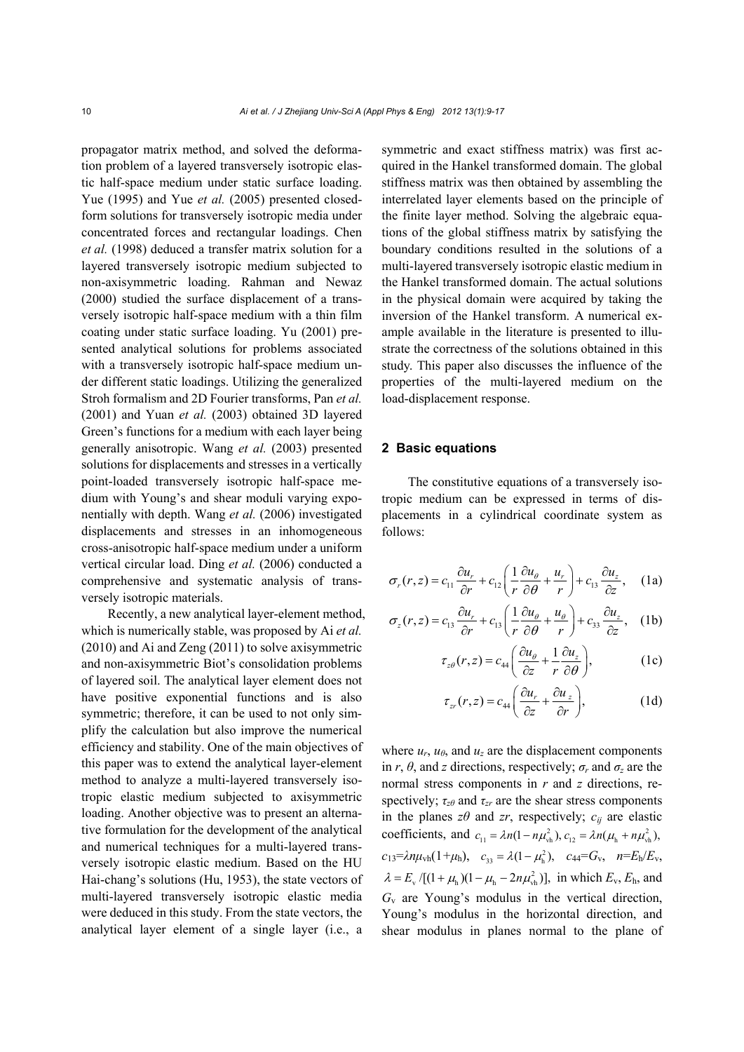propagator matrix method, and solved the deformation problem of a layered transversely isotropic elastic half-space medium under static surface loading. Yue (1995) and Yue *et al.* (2005) presented closed-form solutions for transversely isotropic media under concentrated forces and rectangular loadings. Chen *et al.* (1998) deduced a transfer matrix solution for a layered transversely isotropic medium subjected to non-axisymmetric loading. Rahman and Newaz (2000) studied the surface displacement of a transversely isotropic half-space medium with a thin film coating under static surface loading. Yu (2001) presented analytical solutions for problems associated with a transversely isotropic half-space medium under different static loadings. Utilizing the generalized Stroh formalism and 2D Fourier transforms, Pan *et al.* (2001) and Yuan *et al.* (2003) obtained 3D layered Green's functions for a medium with each layer being generally anisotropic. Wang *et al.* (2003) presented solutions for displacements and stresses in a vertically point-loaded transversely isotropic half-space medium with Young's and shear moduli varying exponentially with depth. Wang *et al.* (2006) investigated displacements and stresses in an inhomogeneous cross-anisotropic half-space medium under a uniform vertical circular load. Ding *et al.* (2006) conducted a comprehensive and systematic analysis of transversely isotropic materials.

Recently, a new analytical layer-element method, which is numerically stable, was proposed by Ai *et al.* (2010) and Ai and Zeng (2011) to solve axisymmetric and non-axisymmetric Biot's consolidation problems of layered soil. The analytical layer element does not have positive exponential functions and is also symmetric; therefore, it can be used to not only simplify the calculation but also improve the numerical efficiency and stability. One of the main objectives of this paper was to extend the analytical layer-element method to analyze a multi-layered transversely isotropic elastic medium subjected to axisymmetric loading. Another objective was to present an alternative formulation for the development of the analytical and numerical techniques for a multi-layered transversely isotropic elastic medium. Based on the HU Hai-chang's solutions (Hu, 1953), the state vectors of multi-layered transversely isotropic elastic media were deduced in this study. From the state vectors, the analytical layer element of a single layer (i.e., a symmetric and exact stiffness matrix) was first acquired in the Hankel transformed domain. The global stiffness matrix was then obtained by assembling the interrelated layer elements based on the principle of the finite layer method. Solving the algebraic equations of the global stiffness matrix by satisfying the boundary conditions resulted in the solutions of a multi-layered transversely isotropic elastic medium in the Hankel transformed domain. The actual solutions in the physical domain were acquired by taking the inversion of the Hankel transform. A numerical example available in the literature is presented to illustrate the correctness of the solutions obtained in this study. This paper also discusses the influence of the properties of the multi-layered medium on the load-displacement response.

## 2 Basic equations

The constitutive equations of a transversely isotropic medium can be expressed in terms of displacements in a cylindrical coordinate system as follows:

$$\sigma_r(r,z) = c_{11}\frac{\partial u_r}{\partial r} + c_{12}\left(\frac{1}{r}\frac{\partial u_\theta}{\partial \theta} + \frac{u_r}{r}\right) + c_{13}\frac{\partial u_z}{\partial z}, \quad \text{(1a)}$$

$$\sigma_z(r,z) = c_{13}\frac{\partial u_r}{\partial r} + c_{13}\left(\frac{1}{r}\frac{\partial u_\theta}{\partial \theta} + \frac{u_\theta}{r}\right) + c_{33}\frac{\partial u_z}{\partial z}, \quad \text{(1b)}$$

$$\tau_{z\theta}(r,z) = c_{44}\left(\frac{\partial u_\theta}{\partial z} + \frac{1}{r}\frac{\partial u_z}{\partial \theta}\right), \quad \text{(1c)}$$

$$\tau_{zr}(r,z) = c_{44}\left(\frac{\partial u_r}{\partial z} + \frac{\partial u_z}{\partial r}\right), \quad \text{(1d)}$$

where $u_r$, $u_\theta$, and $u_z$ are the displacement components in $r$, $\theta$, and $z$ directions, respectively; $\sigma_r$ and $\sigma_z$ are the normal stress components in $r$ and $z$ directions, respectively; $\tau_{z\theta}$ and $\tau_{zr}$ are the shear stress components in the planes $z\theta$ and $zr$, respectively; $c_{ij}$ are elastic coefficients, and $c_{11} = \lambda n(1 - n\mu_{\text{vh}}^2)$, $c_{12} = \lambda n(\mu_{\text{h}} + n\mu_{\text{vh}}^2)$, $c_{13}=\lambda n\mu_{\text{vh}}(1+\mu_{\text{h}})$, $c_{33} = \lambda(1-\mu_{\text{h}}^2)$, $c_{44}=G_{\text{v}}$, $n=E_{\text{h}}/E_{\text{v}}$, $\lambda = E_{\text{v}}/[(1+\mu_{\text{h}})(1-\mu_{\text{h}}-2n\mu_{\text{vh}}^2)]$, in which $E_{\text{v}}$, $E_{\text{h}}$, and $G_{\text{v}}$ are Young's modulus in the vertical direction, Young's modulus in the horizontal direction, and shear modulus in planes normal to the plane of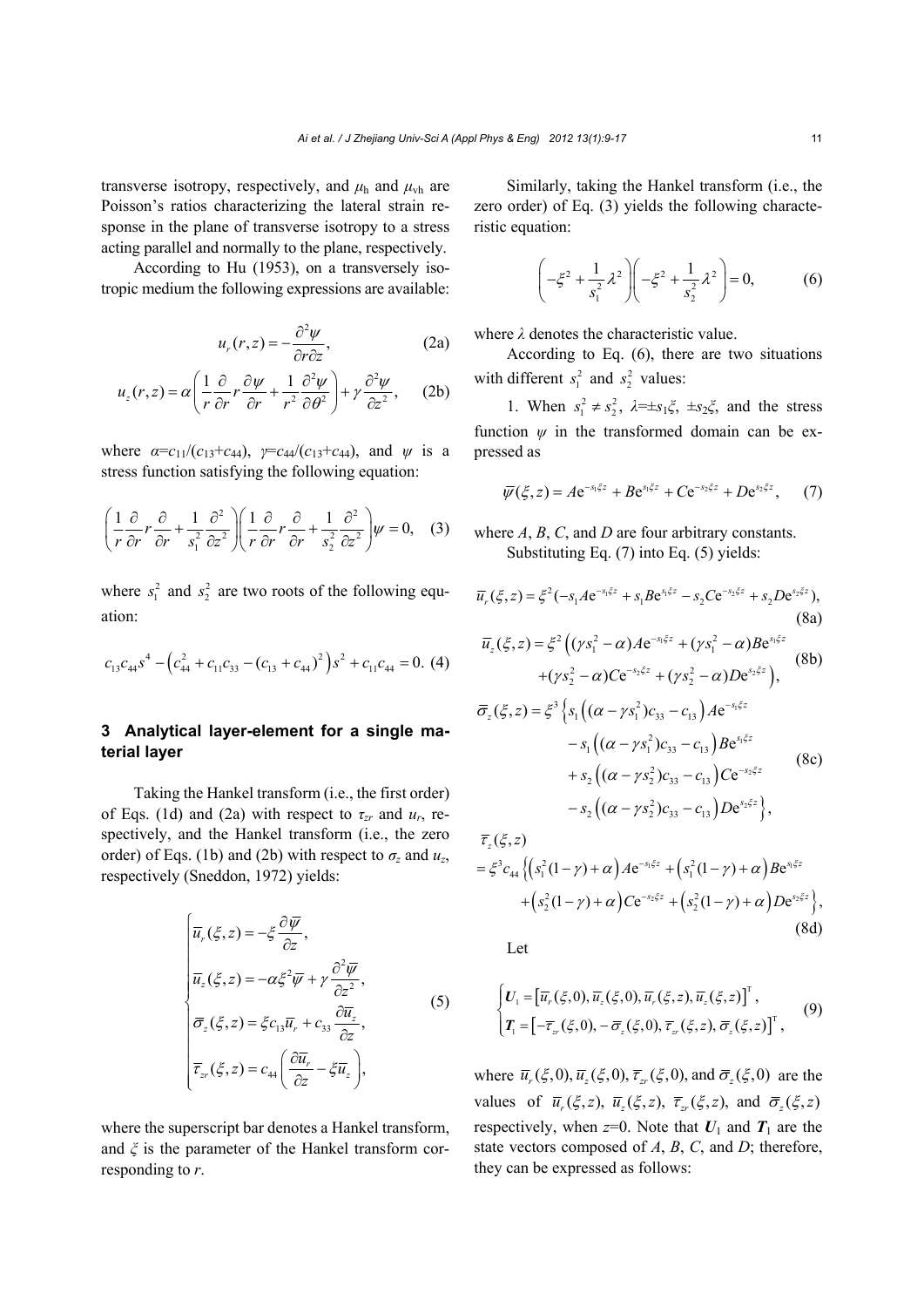transverse isotropy, respectively, and $\mu_h$ and $\mu_{vh}$ are Poisson's ratios characterizing the lateral strain response in the plane of transverse isotropy to a stress acting parallel and normally to the plane, respectively.

According to Hu (1953), on a transversely isotropic medium the following expressions are available:

$$u_r(r,z) = -\frac{\partial^2 \psi}{\partial r \partial z}, \tag{2a}$$

$$u_z(r,z) = \alpha\left(\frac{1}{r}\frac{\partial}{\partial r} r \frac{\partial \psi}{\partial r} + \frac{1}{r^2}\frac{\partial^2 \psi}{\partial \theta^2}\right) + \gamma \frac{\partial^2 \psi}{\partial z^2}, \tag{2b}$$

where $\alpha = c_{11}/(c_{13}+c_{44})$, $\gamma = c_{44}/(c_{13}+c_{44})$, and $\psi$ is a stress function satisfying the following equation:

$$\left(\frac{1}{r}\frac{\partial}{\partial r} r \frac{\partial}{\partial r} + \frac{1}{s_1^2}\frac{\partial^2}{\partial z^2}\right)\left(\frac{1}{r}\frac{\partial}{\partial r} r \frac{\partial}{\partial r} + \frac{1}{s_2^2}\frac{\partial^2}{\partial z^2}\right)\psi = 0, \tag{3}$$

where $s_1^2$ and $s_2^2$ are two roots of the following equation:

$$c_{13}c_{44}s^4 - \left(c_{44}^2 + c_{11}c_{33} - (c_{13}+c_{44})^2\right)s^2 + c_{11}c_{44} = 0. \tag{4}$$

## 3 Analytical layer-element for a single material layer

Taking the Hankel transform (i.e., the first order) of Eqs. (1d) and (2a) with respect to $\tau_{zr}$ and $u_r$, respectively, and the Hankel transform (i.e., the zero order) of Eqs. (1b) and (2b) with respect to $\sigma_z$ and $u_z$, respectively (Sneddon, 1972) yields:

$$\begin{cases} \overline{u}_r(\xi,z) = -\xi \dfrac{\partial \overline{\psi}}{\partial z}, \\ \overline{u}_z(\xi,z) = -\alpha \xi^2 \overline{\psi} + \gamma \dfrac{\partial^2 \overline{\psi}}{\partial z^2}, \\ \overline{\sigma}_z(\xi,z) = \xi c_{13}\overline{u}_r + c_{33}\dfrac{\partial \overline{u}_z}{\partial z}, \\ \overline{\tau}_{zr}(\xi,z) = c_{44}\left(\dfrac{\partial \overline{u}_r}{\partial z} - \xi \overline{u}_z\right), \end{cases} \tag{5}$$

where the superscript bar denotes a Hankel transform, and $\xi$ is the parameter of the Hankel transform corresponding to $r$.

Similarly, taking the Hankel transform (i.e., the zero order) of Eq. (3) yields the following characteristic equation:

$$\left(-\xi^2 + \frac{1}{s_1^2}\lambda^2\right)\left(-\xi^2 + \frac{1}{s_2^2}\lambda^2\right) = 0, \tag{6}$$

where $\lambda$ denotes the characteristic value.

According to Eq. (6), there are two situations with different $s_1^2$ and $s_2^2$ values:

1. When $s_1^2 \neq s_2^2$, $\lambda = \pm s_1\xi$, $\pm s_2\xi$, and the stress function $\psi$ in the transformed domain can be expressed as

$$\overline{\psi}(\xi,z) = A\mathrm{e}^{-s_1\xi z} + B\mathrm{e}^{s_1\xi z} + C\mathrm{e}^{-s_2\xi z} + D\mathrm{e}^{s_2\xi z}, \tag{7}$$

where $A$, $B$, $C$, and $D$ are four arbitrary constants.

Substituting Eq. (7) into Eq. (5) yields:

$$\overline{u}_r(\xi,z) = \xi^2(-s_1A\mathrm{e}^{-s_1\xi z} + s_1B\mathrm{e}^{s_1\xi z} - s_2C\mathrm{e}^{-s_2\xi z} + s_2D\mathrm{e}^{s_2\xi z}), \tag{8a}$$

$$\begin{aligned} \overline{u}_z(\xi,z) = \xi^2\Big( &(\gamma s_1^2 - \alpha)A\mathrm{e}^{-s_1\xi z} + (\gamma s_1^2 - \alpha)B\mathrm{e}^{s_1\xi z} \\ &+ (\gamma s_2^2 - \alpha)C\mathrm{e}^{-s_2\xi z} + (\gamma s_2^2 - \alpha)D\mathrm{e}^{s_2\xi z}\Big), \end{aligned} \tag{8b}$$

$$\begin{aligned} \overline{\sigma}_z(\xi,z) = \xi^3\Big\{ &s_1\left((\alpha - \gamma s_1^2)c_{33} - c_{13}\right)A\mathrm{e}^{-s_1\xi z} \\ &- s_1\left((\alpha - \gamma s_1^2)c_{33} - c_{13}\right)B\mathrm{e}^{s_1\xi z} \\ &+ s_2\left((\alpha - \gamma s_2^2)c_{33} - c_{13}\right)C\mathrm{e}^{-s_2\xi z} \\ &- s_2\left((\alpha - \gamma s_2^2)c_{33} - c_{13}\right)D\mathrm{e}^{s_2\xi z}\Big\}, \end{aligned} \tag{8c}$$

$$\begin{aligned} &\overline{\tau}_z(\xi,z) \\ &= \xi^3 c_{44}\Big\{\left(s_1^2(1-\gamma) + \alpha\right)A\mathrm{e}^{-s_1\xi z} + \left(s_1^2(1-\gamma) + \alpha\right)B\mathrm{e}^{s_1\xi z} \\ &\quad + \left(s_2^2(1-\gamma) + \alpha\right)C\mathrm{e}^{-s_2\xi z} + \left(s_2^2(1-\gamma) + \alpha\right)D\mathrm{e}^{s_2\xi z}\Big\}, \end{aligned} \tag{8d}$$

Let

$$\begin{cases} \boldsymbol{U}_1 = \left[\overline{u}_r(\xi,0), \overline{u}_z(\xi,0), \overline{u}_r(\xi,z), \overline{u}_z(\xi,z)\right]^{\mathrm{T}}, \\ \boldsymbol{T}_1 = \left[-\overline{\tau}_{zr}(\xi,0), -\overline{\sigma}_z(\xi,0), \overline{\tau}_{zr}(\xi,z), \overline{\sigma}_z(\xi,z)\right]^{\mathrm{T}}, \end{cases} \tag{9}$$

where $\overline{u}_r(\xi,0)$, $\overline{u}_z(\xi,0)$, $\overline{\tau}_{zr}(\xi,0)$, and $\overline{\sigma}_z(\xi,0)$ are the values of $\overline{u}_r(\xi,z)$, $\overline{u}_z(\xi,z)$, $\overline{\tau}_{zr}(\xi,z)$, and $\overline{\sigma}_z(\xi,z)$ respectively, when $z=0$. Note that $\boldsymbol{U}_1$ and $\boldsymbol{T}_1$ are the state vectors composed of $A$, $B$, $C$, and $D$; therefore, they can be expressed as follows: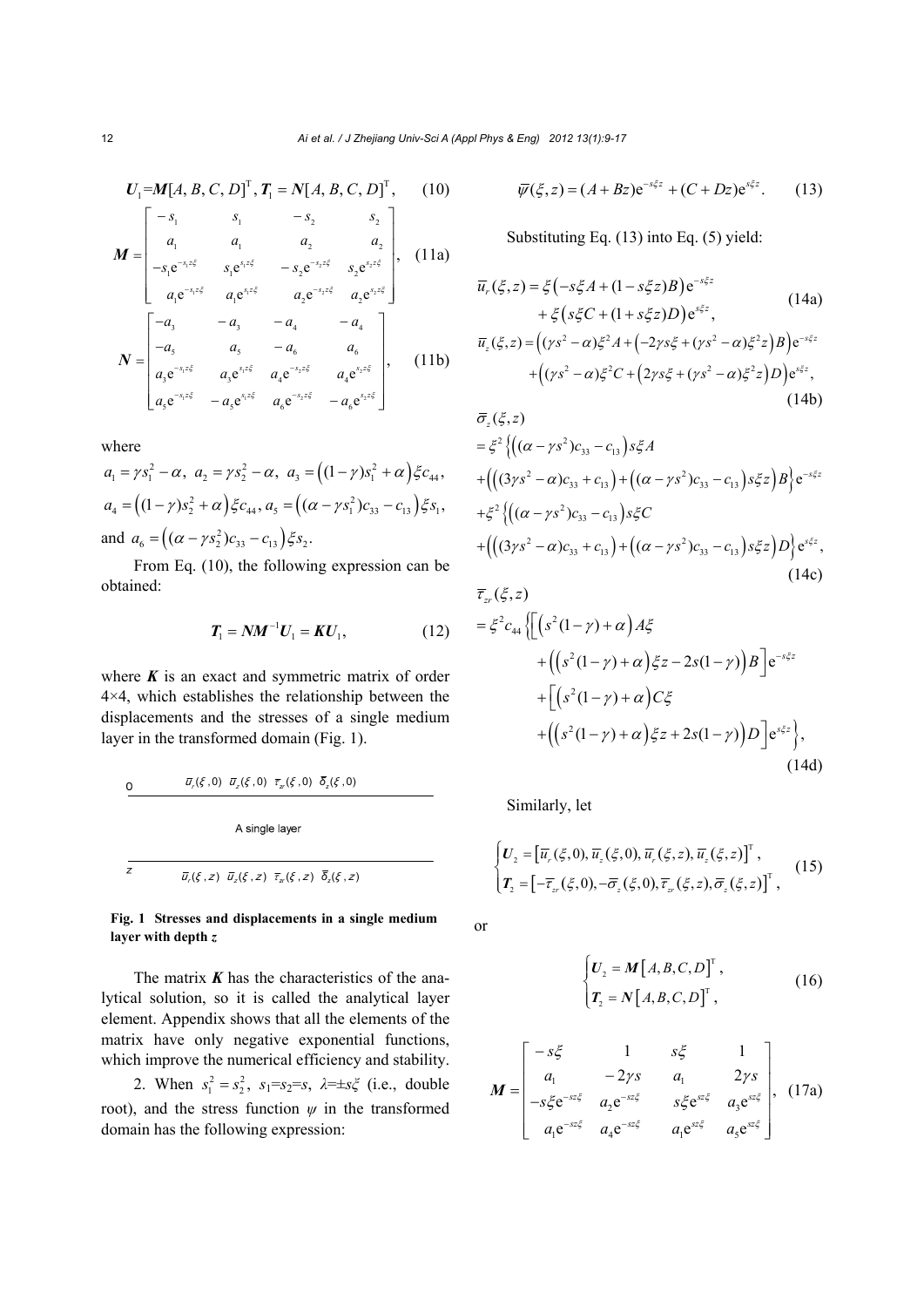$$\boldsymbol{U}_1=\boldsymbol{M}[A, B, C, D]^{\mathrm{T}}, \boldsymbol{T}_1=\boldsymbol{N}[A, B, C, D]^{\mathrm{T}}, \tag{10}$$

$$\boldsymbol{M}=\begin{bmatrix} -s_1 & s_1 & -s_2 & s_2 \\ a_1 & a_1 & a_2 & a_2 \\ -s_1\mathrm{e}^{-s_1 z\xi} & s_1\mathrm{e}^{s_1 z\xi} & -s_2\mathrm{e}^{-s_2 z\xi} & s_2\mathrm{e}^{s_2 z\xi} \\ a_1\mathrm{e}^{-s_1 z\xi} & a_1\mathrm{e}^{s_1 z\xi} & a_2\mathrm{e}^{-s_2 z\xi} & a_2\mathrm{e}^{s_2 z\xi} \end{bmatrix}, \tag{11a}$$

$$\boldsymbol{N}=\begin{bmatrix} -a_3 & -a_3 & -a_4 & -a_4 \\ -a_5 & a_5 & -a_6 & a_6 \\ a_3\mathrm{e}^{-s_1 z\xi} & a_3\mathrm{e}^{s_1 z\xi} & a_4\mathrm{e}^{-s_2 z\xi} & a_4\mathrm{e}^{s_2 z\xi} \\ a_5\mathrm{e}^{-s_1 z\xi} & -a_5\mathrm{e}^{s_1 z\xi} & a_6\mathrm{e}^{-s_2 z\xi} & -a_6\mathrm{e}^{s_2 z\xi} \end{bmatrix}, \tag{11b}$$

where

$a_1=\gamma s_1^2-\alpha,\ a_2=\gamma s_2^2-\alpha,\ a_3=\left((1-\gamma)s_1^2+\alpha\right)\xi c_{44},$
$a_4=\left((1-\gamma)s_2^2+\alpha\right)\xi c_{44},\ a_5=\left((\alpha-\gamma s_1^2)c_{33}-c_{13}\right)\xi s_1,$
and $a_6=\left((\alpha-\gamma s_2^2)c_{33}-c_{13}\right)\xi s_2.$

From Eq. (10), the following expression can be obtained:

$$\boldsymbol{T}_1=\boldsymbol{N}\boldsymbol{M}^{-1}\boldsymbol{U}_1=\boldsymbol{K}\boldsymbol{U}_1, \tag{12}$$

where $\boldsymbol{K}$ is an exact and symmetric matrix of order 4×4, which establishes the relationship between the displacements and the stresses of a single medium layer in the transformed domain (Fig. 1).

| 0 | $\bar{u}_r(\xi,0)$ $\bar{u}_z(\xi,0)$ $\bar{\tau}_{zr}(\xi,0)$ $\bar{\sigma}_z(\xi,0)$ |
|---|---|
| | A single layer |
| $z$ | $\bar{u}_r(\xi,z)$ $\bar{u}_z(\xi,z)$ $\bar{\tau}_{zr}(\xi,z)$ $\bar{\sigma}_z(\xi,z)$ |

**Fig. 1 Stresses and displacements in a single medium layer with depth *z***

The matrix $\boldsymbol{K}$ has the characteristics of the analytical solution, so it is called the analytical layer element. Appendix shows that all the elements of the matrix have only negative exponential functions, which improve the numerical efficiency and stability.

2. When $s_1^2=s_2^2$, $s_1=s_2=s$, $\lambda=\pm s\xi$ (i.e., double root), and the stress function $\psi$ in the transformed domain has the following expression:

$$\bar{\psi}(\xi,z)=(A+Bz)\mathrm{e}^{-s\xi z}+(C+Dz)\mathrm{e}^{s\xi z}. \tag{13}$$

Substituting Eq. (13) into Eq. (5) yield:

$$\begin{aligned}\bar{u}_r(\xi,z)&=\xi\left(-s\xi A+(1-s\xi z)B\right)\mathrm{e}^{-s\xi z}\\&\quad+\xi\left(s\xi C+(1+s\xi z)D\right)\mathrm{e}^{s\xi z},\end{aligned} \tag{14a}$$

$$\begin{aligned}\bar{u}_z(\xi,z)&=\left((\gamma s^2-\alpha)\xi^2 A+\left(-2\gamma s\xi+(\gamma s^2-\alpha)\xi^2 z\right)B\right)\mathrm{e}^{-s\xi z}\\&\quad+\left((\gamma s^2-\alpha)\xi^2 C+\left(2\gamma s\xi+(\gamma s^2-\alpha)\xi^2 z\right)D\right)\mathrm{e}^{s\xi z},\end{aligned} \tag{14b}$$

$$\begin{aligned}&\bar{\sigma}_z(\xi,z)\\&=\xi^2\Big\{\left((\alpha-\gamma s^2)c_{33}-c_{13}\right)s\xi A\\&+\left(\left((3\gamma s^2-\alpha)c_{33}+c_{13}\right)+\left((\alpha-\gamma s^2)c_{33}-c_{13}\right)s\xi z\right)B\Big\}\mathrm{e}^{-s\xi z}\\&+\xi^2\Big\{\left((\alpha-\gamma s^2)c_{33}-c_{13}\right)s\xi C\\&+\left(\left((3\gamma s^2-\alpha)c_{33}+c_{13}\right)+\left((\alpha-\gamma s^2)c_{33}-c_{13}\right)s\xi z\right)D\Big\}\mathrm{e}^{s\xi z},\end{aligned} \tag{14c}$$

$$\begin{aligned}&\bar{\tau}_{zr}(\xi,z)\\&=\xi^2 c_{44}\Big\{\Big[\left(s^2(1-\gamma)+\alpha\right)A\xi\\&\quad+\left(\left(s^2(1-\gamma)+\alpha\right)\xi z-2s(1-\gamma)\right)B\Big]\mathrm{e}^{-s\xi z}\\&\quad+\Big[\left(s^2(1-\gamma)+\alpha\right)C\xi\\&\quad+\left(\left(s^2(1-\gamma)+\alpha\right)\xi z+2s(1-\gamma)\right)D\Big]\mathrm{e}^{s\xi z}\Big\},\end{aligned} \tag{14d}$$

Similarly, let

$$\begin{cases}\boldsymbol{U}_2=\left[\bar{u}_r(\xi,0),\bar{u}_z(\xi,0),\bar{u}_r(\xi,z),\bar{u}_z(\xi,z)\right]^{\mathrm{T}},\\ \boldsymbol{T}_2=\left[-\bar{\tau}_{zr}(\xi,0),-\bar{\sigma}_z(\xi,0),\bar{\tau}_{zr}(\xi,z),\bar{\sigma}_z(\xi,z)\right]^{\mathrm{T}},\end{cases} \tag{15}$$

or

$$\begin{cases}\boldsymbol{U}_2=\boldsymbol{M}\left[A,B,C,D\right]^{\mathrm{T}},\\ \boldsymbol{T}_2=\boldsymbol{N}\left[A,B,C,D\right]^{\mathrm{T}},\end{cases} \tag{16}$$

$$\boldsymbol{M}=\begin{bmatrix} -s\xi & 1 & s\xi & 1 \\ a_1 & -2\gamma s & a_1 & 2\gamma s \\ -s\xi\mathrm{e}^{-sz\xi} & a_2\mathrm{e}^{-sz\xi} & s\xi\mathrm{e}^{sz\xi} & a_3\mathrm{e}^{sz\xi} \\ a_1\mathrm{e}^{-sz\xi} & a_4\mathrm{e}^{-sz\xi} & a_1\mathrm{e}^{sz\xi} & a_5\mathrm{e}^{sz\xi} \end{bmatrix}, \tag{17a}$$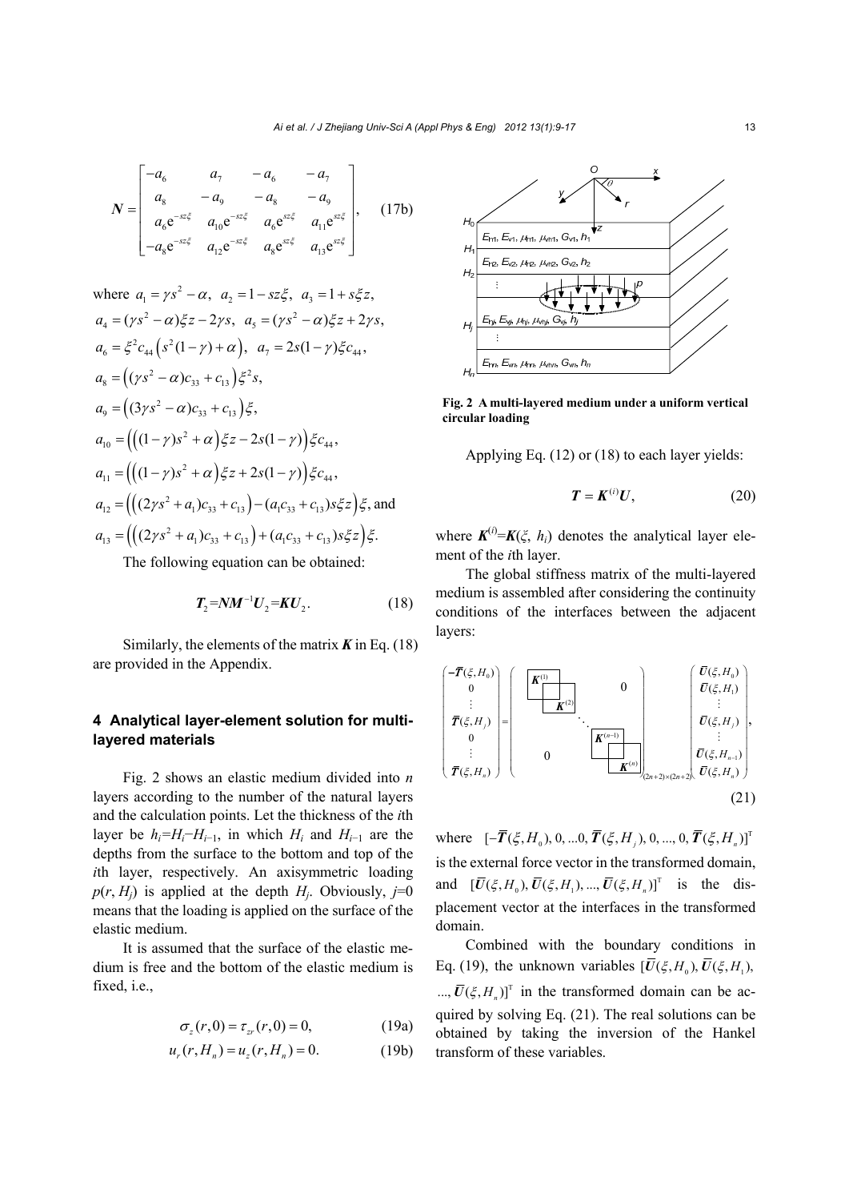$$
\boldsymbol{N}=\begin{bmatrix} -a_6 & a_7 & -a_6 & -a_7 \\ a_8 & -a_9 & -a_8 & -a_9 \\ a_6\mathrm{e}^{-sz\xi} & a_{10}\mathrm{e}^{-sz\xi} & a_6\mathrm{e}^{sz\xi} & a_{11}\mathrm{e}^{sz\xi} \\ -a_8\mathrm{e}^{-sz\xi} & a_{12}\mathrm{e}^{-sz\xi} & a_8\mathrm{e}^{sz\xi} & a_{13}\mathrm{e}^{sz\xi} \end{bmatrix}, \tag{17b}
$$

where $a_1=\gamma s^2-\alpha,\ a_2=1-sz\xi,\ a_3=1+s\xi z,$

$a_4=(\gamma s^2-\alpha)\xi z-2\gamma s,\ a_5=(\gamma s^2-\alpha)\xi z+2\gamma s,$

$a_6=\xi^2 c_{44}\left(s^2(1-\gamma)+\alpha\right),\ a_7=2s(1-\gamma)\xi c_{44},$

$a_8=\left((\gamma s^2-\alpha)c_{33}+c_{13}\right)\xi^2 s,$

$a_9=\left((3\gamma s^2-\alpha)c_{33}+c_{13}\right)\xi,$

$a_{10}=\left(\left((1-\gamma)s^2+\alpha\right)\xi z-2s(1-\gamma)\right)\xi c_{44},$

$a_{11}=\left(\left((1-\gamma)s^2+\alpha\right)\xi z+2s(1-\gamma)\right)\xi c_{44},$

$a_{12}=\left(\left((2\gamma s^2+a_1)c_{33}+c_{13}\right)-(a_1c_{33}+c_{13})s\xi z\right)\xi,$ and

$a_{13}=\left(\left((2\gamma s^2+a_1)c_{33}+c_{13}\right)+(a_1c_{33}+c_{13})s\xi z\right)\xi.$

The following equation can be obtained:

$$
\boldsymbol{T}_2=\boldsymbol{N}\boldsymbol{M}^{-1}\boldsymbol{U}_2=\boldsymbol{K}\boldsymbol{U}_2. \tag{18}
$$

Similarly, the elements of the matrix $\boldsymbol{K}$ in Eq. (18) are provided in the Appendix.

## 4 Analytical layer-element solution for multi-layered materials

Fig. 2 shows an elastic medium divided into $n$ layers according to the number of the natural layers and the calculation points. Let the thickness of the $i$th layer be $h_i=H_i-H_{i-1}$, in which $H_i$ and $H_{i-1}$ are the depths from the surface to the bottom and top of the $i$th layer, respectively. An axisymmetric loading $p(r, H_j)$ is applied at the depth $H_j$. Obviously, $j=0$ means that the loading is applied on the surface of the elastic medium.

It is assumed that the surface of the elastic medium is free and the bottom of the elastic medium is fixed, i.e.,

$$
\sigma_z(r,0)=\tau_{zr}(r,0)=0, \tag{19a}
$$

$$
u_r(r,H_n)=u_z(r,H_n)=0. \tag{19b}
$$

**Fig. 2 A multi-layered medium under a uniform vertical circular loading**

Applying Eq. (12) or (18) to each layer yields:

$$
\boldsymbol{T}=\boldsymbol{K}^{(i)}\boldsymbol{U}, \tag{20}
$$

where $\boldsymbol{K}^{(i)}=\boldsymbol{K}(\xi, h_i)$ denotes the analytical layer element of the $i$th layer.

The global stiffness matrix of the multi-layered medium is assembled after considering the continuity conditions of the interfaces between the adjacent layers:

$$
\begin{pmatrix} -\bar{\boldsymbol{T}}(\xi,H_0) \\ 0 \\ \vdots \\ \bar{\boldsymbol{T}}(\xi,H_j) \\ 0 \\ \vdots \\ \bar{\boldsymbol{T}}(\xi,H_n) \end{pmatrix} = \begin{pmatrix} \boldsymbol{K}^{(1)} & & & & 0 \\ & \boldsymbol{K}^{(2)} & & & \\ & & \ddots & & \\ & & & \boldsymbol{K}^{(n-1)} & \\ 0 & & & & \boldsymbol{K}^{(n)} \end{pmatrix}_{(2n+2)\times(2n+2)} \begin{pmatrix} \bar{\boldsymbol{U}}(\xi,H_0) \\ \bar{\boldsymbol{U}}(\xi,H_1) \\ \vdots \\ \bar{\boldsymbol{U}}(\xi,H_j) \\ \vdots \\ \bar{\boldsymbol{U}}(\xi,H_{n-1}) \\ \bar{\boldsymbol{U}}(\xi,H_n) \end{pmatrix}, \tag{21}
$$

where $[-\bar{\boldsymbol{T}}(\xi,H_0), 0, ...0, \bar{\boldsymbol{T}}(\xi,H_j), 0, ..., 0, \bar{\boldsymbol{T}}(\xi,H_n)]^{\mathrm{T}}$ is the external force vector in the transformed domain, and $[\bar{\boldsymbol{U}}(\xi,H_0), \bar{\boldsymbol{U}}(\xi,H_1), ..., \bar{\boldsymbol{U}}(\xi,H_n)]^{\mathrm{T}}$ is the displacement vector at the interfaces in the transformed domain.

Combined with the boundary conditions in Eq. (19), the unknown variables $[\bar{\boldsymbol{U}}(\xi,H_0), \bar{\boldsymbol{U}}(\xi,H_1), ..., \bar{\boldsymbol{U}}(\xi,H_n)]^{\mathrm{T}}$ in the transformed domain can be acquired by solving Eq. (21). The real solutions can be obtained by taking the inversion of the Hankel transform of these variables.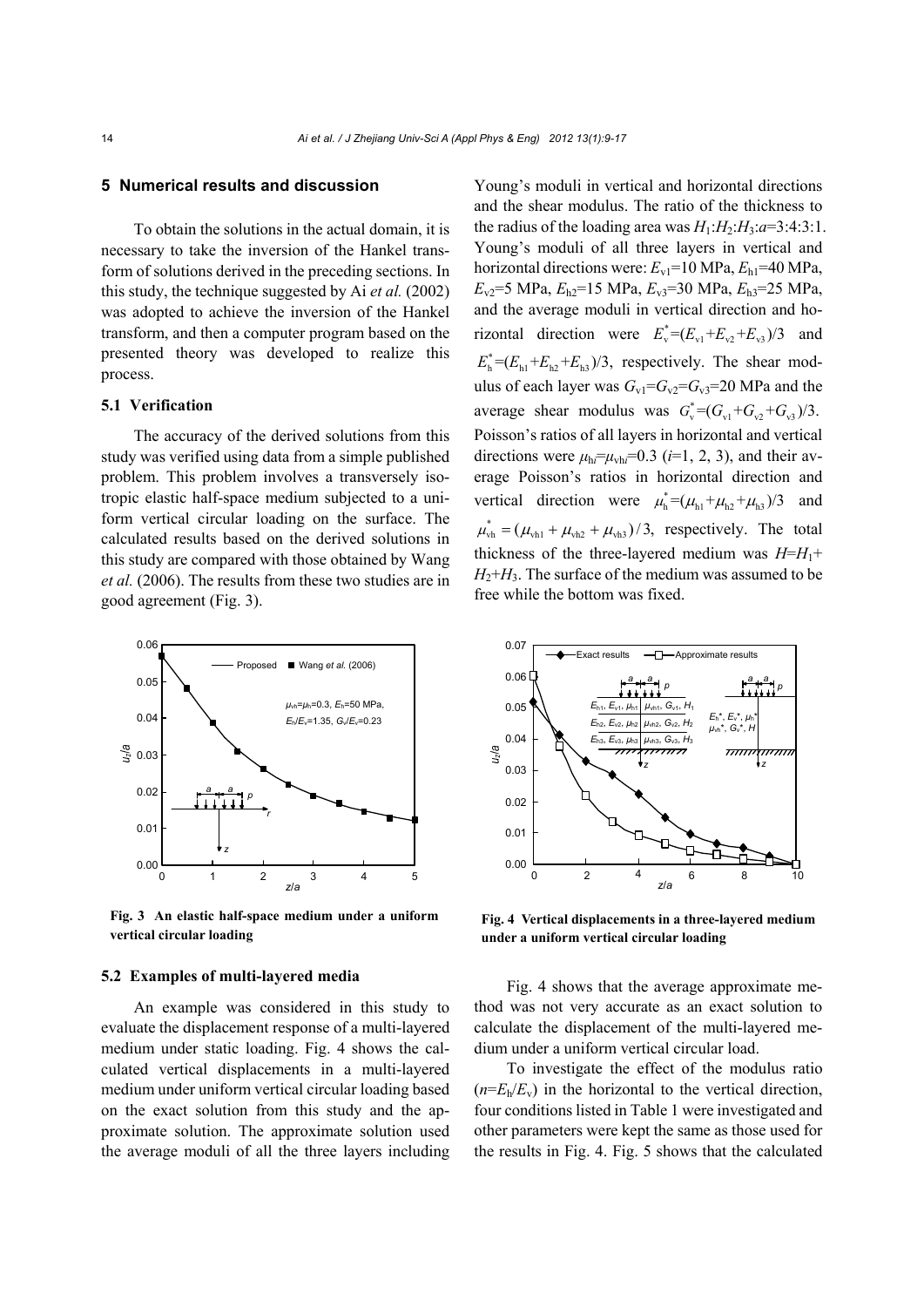## 5 Numerical results and discussion

To obtain the solutions in the actual domain, it is necessary to take the inversion of the Hankel transform of solutions derived in the preceding sections. In this study, the technique suggested by Ai *et al.* (2002) was adopted to achieve the inversion of the Hankel transform, and then a computer program based on the presented theory was developed to realize this process.

### 5.1 Verification

The accuracy of the derived solutions from this study was verified using data from a simple published problem. This problem involves a transversely isotropic elastic half-space medium subjected to a uniform vertical circular loading on the surface. The calculated results based on the derived solutions in this study are compared with those obtained by Wang *et al.* (2006). The results from these two studies are in good agreement (Fig. 3).

**Fig. 3 An elastic half-space medium under a uniform vertical circular loading**

### 5.2 Examples of multi-layered media

An example was considered in this study to evaluate the displacement response of a multi-layered medium under static loading. Fig. 4 shows the calculated vertical displacements in a multi-layered medium under uniform vertical circular loading based on the exact solution from this study and the approximate solution. The approximate solution used the average moduli of all the three layers including Young's moduli in vertical and horizontal directions and the shear modulus. The ratio of the thickness to the radius of the loading area was $H_1$:$H_2$:$H_3$:$a$=3:4:3:1. Young's moduli of all three layers in vertical and horizontal directions were: $E_{v1}$=10 MPa, $E_{h1}$=40 MPa, $E_{v2}$=5 MPa, $E_{h2}$=15 MPa, $E_{v3}$=30 MPa, $E_{h3}$=25 MPa, and the average moduli in vertical direction and horizontal direction were $E_v^*=(E_{v1}+E_{v2}+E_{v3})/3$ and $E_h^*=(E_{h1}+E_{h2}+E_{h3})/3$, respectively. The shear modulus of each layer was $G_{v1}$=$G_{v2}$=$G_{v3}$=20 MPa and the average shear modulus was $G_v^*=(G_{v1}+G_{v2}+G_{v3})/3$. Poisson's ratios of all layers in horizontal and vertical directions were $\mu_{hi}$=$\mu_{vhi}$=0.3 ($i$=1, 2, 3), and their average Poisson's ratios in horizontal direction and vertical direction were $\mu_h^*=(\mu_{h1}+\mu_{h2}+\mu_{h3})/3$ and $\mu_{vh}^*=(\mu_{vh1}+\mu_{vh2}+\mu_{vh3})/3$, respectively. The total thickness of the three-layered medium was $H$=$H_1$+$H_2$+$H_3$. The surface of the medium was assumed to be free while the bottom was fixed.

**Fig. 4 Vertical displacements in a three-layered medium under a uniform vertical circular loading**

Fig. 4 shows that the average approximate method was not very accurate as an exact solution to calculate the displacement of the multi-layered medium under a uniform vertical circular load.

To investigate the effect of the modulus ratio ($n$=$E_h$/$E_v$) in the horizontal to the vertical direction, four conditions listed in Table 1 were investigated and other parameters were kept the same as those used for the results in Fig. 4. Fig. 5 shows that the calculated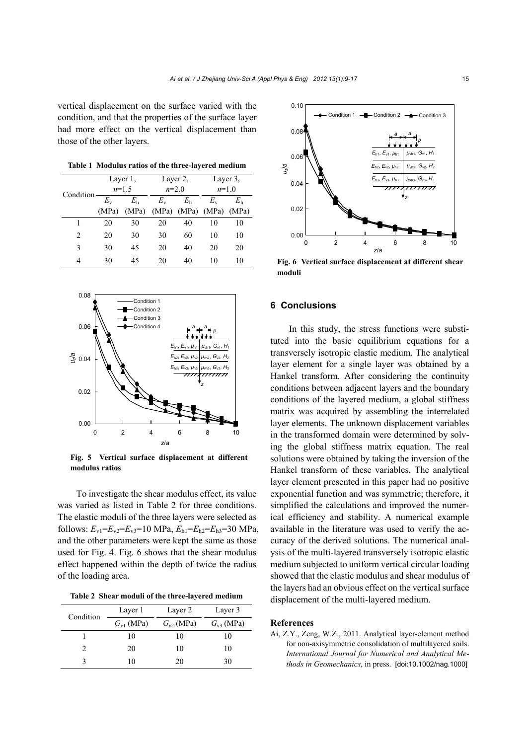vertical displacement on the surface varied with the condition, and that the properties of the surface layer had more effect on the vertical displacement than those of the other layers.

**Table 1 Modulus ratios of the three-layered medium**

| Condition | Layer 1, $n$=1.5 | | Layer 2, $n$=2.0 | | Layer 3, $n$=1.0 | |
|---|---|---|---|---|---|---|
| | $E_v$ (MPa) | $E_h$ (MPa) | $E_v$ (MPa) | $E_h$ (MPa) | $E_v$ (MPa) | $E_h$ (MPa) |
| 1 | 20 | 30 | 20 | 40 | 10 | 10 |
| 2 | 20 | 30 | 30 | 60 | 10 | 10 |
| 3 | 30 | 45 | 20 | 40 | 20 | 20 |
| 4 | 30 | 45 | 20 | 40 | 10 | 10 |

**Fig. 5 Vertical surface displacement at different modulus ratios**

To investigate the shear modulus effect, its value was varied as listed in Table 2 for three conditions. The elastic moduli of the three layers were selected as follows: $E_{v1}=E_{v2}=E_{v3}$=10 MPa, $E_{h1}=E_{h2}=E_{h3}$=30 MPa, and the other parameters were kept the same as those used for Fig. 4. Fig. 6 shows that the shear modulus effect happened within the depth of twice the radius of the loading area.

**Table 2 Shear moduli of the three-layered medium**

| Condition | Layer 1 | Layer 2 | Layer 3 |
|---|---|---|---|
| | $G_{v1}$ (MPa) | $G_{v2}$ (MPa) | $G_{v3}$ (MPa) |
| 1 | 10 | 10 | 10 |
| 2 | 20 | 10 | 10 |
| 3 | 10 | 20 | 30 |

**Fig. 6 Vertical surface displacement at different shear moduli**

## 6 Conclusions

In this study, the stress functions were substituted into the basic equilibrium equations for a transversely isotropic elastic medium. The analytical layer element for a single layer was obtained by a Hankel transform. After considering the continuity conditions between adjacent layers and the boundary conditions of the layered medium, a global stiffness matrix was acquired by assembling the interrelated layer elements. The unknown displacement variables in the transformed domain were determined by solving the global stiffness matrix equation. The real solutions were obtained by taking the inversion of the Hankel transform of these variables. The analytical layer element presented in this paper had no positive exponential function and was symmetric; therefore, it simplified the calculations and improved the numerical efficiency and stability. A numerical example available in the literature was used to verify the accuracy of the derived solutions. The numerical analysis of the multi-layered transversely isotropic elastic medium subjected to uniform vertical circular loading showed that the elastic modulus and shear modulus of the layers had an obvious effect on the vertical surface displacement of the multi-layered medium.

## References

Ai, Z.Y., Zeng, W.Z., 2011. Analytical layer-element method for non-axisymmetric consolidation of multilayered soils. *International Journal for Numerical and Analytical Methods in Geomechanics*, in press. [doi:10.1002/nag.1000]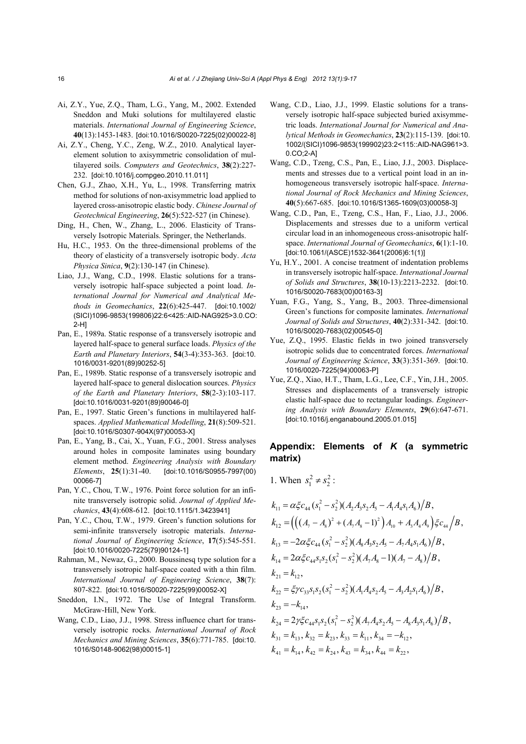Ai, Z.Y., Yue, Z.Q., Tham, L.G., Yang, M., 2002. Extended Sneddon and Muki solutions for multilayered elastic materials. *International Journal of Engineering Science*, **40**(13):1453-1483. [doi:10.1016/S0020-7225(02)00022-8]

Ai, Z.Y., Cheng, Y.C., Zeng, W.Z., 2010. Analytical layer-element solution to axisymmetric consolidation of multilayered soils. *Computers and Geotechnics*, **38**(2):227-232. [doi:10.1016/j.compgeo.2010.11.011]

Chen, G.J., Zhao, X.H., Yu, L., 1998. Transferring matrix method for solutions of non-axisymmetric load applied to layered cross-anisotropic elastic body. *Chinese Journal of Geotechnical Engineering*, **26**(5):522-527 (in Chinese).

Ding, H., Chen, W., Zhang, L., 2006. Elasticity of Transversely Isotropic Materials. Springer, the Netherlands.

Hu, H.C., 1953. On the three-dimensional problems of the theory of elasticity of a transversely isotropic body. *Acta Physica Sinica*, **9**(2):130-147 (in Chinese).

Liao, J.J., Wang, C.D., 1998. Elastic solutions for a transversely isotropic half-space subjected a point load. *International Journal for Numerical and Analytical Methods in Geomechanics*, **22**(6):425-447. [doi:10.1002/(SICI)1096-9853(199806)22:6<425::AID-NAG925>3.0.CO:2-H]

Pan, E., 1989a. Static response of a transversely isotropic and layered half-space to general surface loads. *Physics of the Earth and Planetary Interiors*, **54**(3-4):353-363. [doi:10.1016/0031-9201(89)90252-5]

Pan, E., 1989b. Static response of a transversely isotropic and layered half-space to general dislocation sources. *Physics of the Earth and Planetary Interiors*, **58**(2-3):103-117. [doi:10.1016/0031-9201(89)90046-0]

Pan, E., 1997. Static Green's functions in multilayered half-spaces. *Applied Mathematical Modelling*, **21**(8):509-521. [doi:10.1016/S0307-904X(97)00053-X]

Pan, E., Yang, B., Cai, X., Yuan, F.G., 2001. Stress analyses around holes in composite laminates using boundary element method. *Engineering Analysis with Boundary Elements*, **25**(1):31-40. [doi:10.1016/S0955-7997(00)00066-7]

Pan, Y.C., Chou, T.W., 1976. Point force solution for an infinite transversely isotropic solid. *Journal of Applied Mechanics*, **43**(4):608-612. [doi:10.1115/1.3423941]

Pan, Y.C., Chou, T.W., 1979. Green's function solutions for semi-infinite transversely isotropic materials. *International Journal of Engineering Science*, **17**(5):545-551. [doi:10.1016/0020-7225(79)90124-1]

Rahman, M., Newaz, G., 2000. Boussinesq type solution for a transversely isotropic half-space coated with a thin film. *International Journal of Engineering Science*, **38**(7):807-822. [doi:10.1016/S0020-7225(99)00052-X]

Sneddon, I.N., 1972. The Use of Integral Transform. McGraw-Hill, New York.

Wang, C.D., Liao, J.J., 1998. Stress influence chart for transversely isotropic rocks. *International Journal of Rock Mechanics and Mining Sciences*, **35**(6):771-785. [doi:10.1016/S0148-9062(98)00015-1]

Wang, C.D., Liao, J.J., 1999. Elastic solutions for a transversely isotropic half-space subjected buried axisymmetric loads. *International Journal for Numerical and Analytical Methods in Geomechanics*, **23**(2):115-139. [doi:10.1002/(SICI)1096-9853(199902)23:2<115::AID-NAG961>3.0.CO;2-A]

Wang, C.D., Tzeng, C.S., Pan, E., Liao, J.J., 2003. Displacements and stresses due to a vertical point load in an inhomogeneous transversely isotropic half-space. *International Journal of Rock Mechanics and Mining Sciences*, **40**(5):667-685. [doi:10.1016/S1365-1609(03)00058-3]

Wang, C.D., Pan, E., Tzeng, C.S., Han, F., Liao, J.J., 2006. Displacements and stresses due to a uniform vertical circular load in an inhomogeneous cross-anisotropic half-space. *International Journal of Geomechanics*, **6**(1):1-10. [doi:10.1061/(ASCE)1532-3641(2006)6:1(1)]

Yu, H.Y., 2001. A concise treatment of indentation problems in transversely isotropic half-space. *International Journal of Solids and Structures*, **38**(10-13):2213-2232. [doi:10.1016/S0020-7683(00)00163-3]

Yuan, F.G., Yang, S., Yang, B., 2003. Three-dimensional Green's functions for composite laminates. *International Journal of Solids and Structures*, **40**(2):331-342. [doi:10.1016/S0020-7683(02)00545-0]

Yue, Z.Q., 1995. Elastic fields in two joined transversely isotropic solids due to concentrated forces. *International Journal of Engineering Science*, **33**(3):351-369. [doi:10.1016/0020-7225(94)00063-P]

Yue, Z.Q., Xiao, H.T., Tham, L.G., Lee, C.F., Yin, J.H., 2005. Stresses and displacements of a transversely istropic elastic half-space due to rectangular loadings. *Engineering Analysis with Boundary Elements*, **29**(6):647-671. [doi:10.1016/j.enganabound.2005.01.015]

## Appendix: Elements of *K* (a symmetric matrix)

1. When $s_1^2 \neq s_2^2$:

$$k_{11} = \alpha\xi c_{44}(s_1^2 - s_2^2)(A_2A_3s_2A_5 - A_1A_4s_1A_6)\big/B,$$

$$k_{12} = \left(\left((A_7 - A_8)^2 + (A_7A_8 - 1)^2\right)A_{10} + A_3A_4A_9\right)\xi c_{44}\big/B,$$

$$k_{13} = -2\alpha\xi c_{44}(s_1^2 - s_2^2)(A_8A_3s_2A_5 - A_7A_4s_1A_6)\big/B,$$

$$k_{14} = 2\alpha\xi c_{44}s_1s_2(s_1^2 - s_2^2)(A_7A_8 - 1)(A_7 - A_8)\big/B,$$

$$k_{21} = k_{12},$$

$$k_{22} = \xi\gamma c_{33}s_1s_2(s_1^2 - s_2^2)(A_1A_4s_2A_5 - A_3A_2s_1A_6)\big/B,$$

$$k_{23} = -k_{14},$$

$$k_{24} = 2\gamma\xi c_{44}s_1s_2(s_1^2 - s_2^2)(A_7A_4s_2A_5 - A_8A_3s_1A_6)\big/B,$$

$$k_{31} = k_{13},\ k_{32} = k_{23},\ k_{33} = k_{11},\ k_{34} = -k_{12},$$

$$k_{41} = k_{14},\ k_{42} = k_{24},\ k_{43} = k_{34},\ k_{44} = k_{22},$$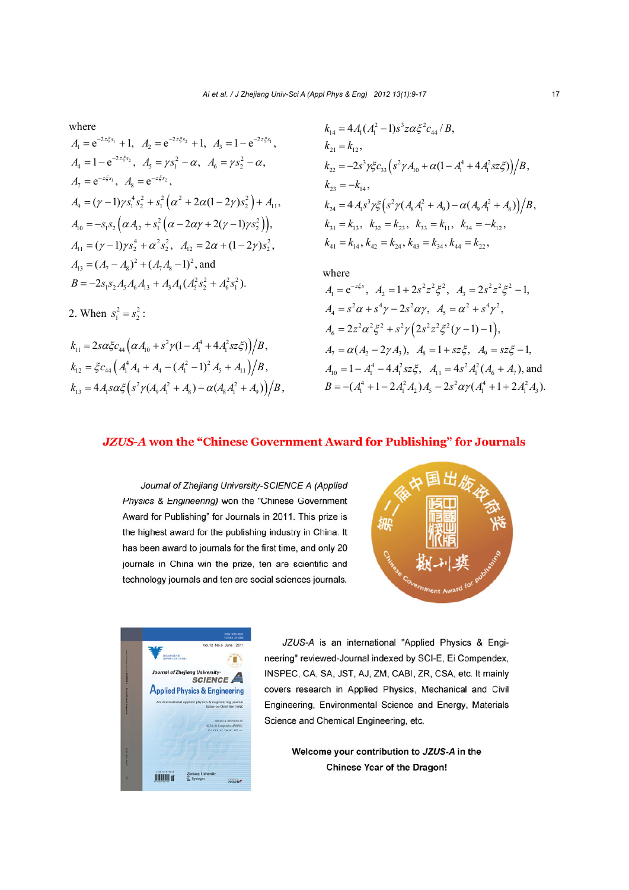where

$$A_1 = e^{-2z\xi s_1} + 1,\ \ A_2 = e^{-2z\xi s_2} + 1,\ \ A_3 = 1 - e^{-2z\xi s_1},$$

$$A_4 = 1 - e^{-2z\xi s_2},\ \ A_5 = \gamma s_1^2 - \alpha,\ \ A_6 = \gamma s_2^2 - \alpha,$$

$$A_7 = e^{-z\xi s_1},\ \ A_8 = e^{-z\xi s_2},$$

$$A_9 = (\gamma - 1)\gamma s_1^4 s_2^2 + s_1^2\left(\alpha^2 + 2\alpha(1 - 2\gamma)s_2^2\right) + A_{11},$$

$$A_{10} = -s_1 s_2\left(\alpha A_{12} + s_1^2\left(\alpha - 2\alpha\gamma + 2(\gamma - 1)\gamma s_2^2\right)\right),$$

$$A_{11} = (\gamma - 1)\gamma s_2^4 + \alpha^2 s_2^2,\ \ A_{12} = 2\alpha + (1 - 2\gamma)s_2^2,$$

$$A_{13} = (A_7 - A_8)^2 + (A_7 A_8 - 1)^2, \text{ and}$$

$$B = -2s_1 s_2 A_5 A_6 A_{13} + A_3 A_4 (A_5^2 s_2^2 + A_6^2 s_1^2).$$

2. When $s_1^2 = s_2^2$:

$$k_{11} = 2s\alpha\xi c_{44}\left(\alpha A_{10} + s^2\gamma(1 - A_1^4 + 4A_1^2 sz\xi)\right)/B,$$

$$k_{12} = \xi c_{44}\left(A_1^4 A_4 + A_4 - (A_1^2 - 1)^2 A_5 + A_{11}\right)/B,$$

$$k_{13} = 4A_1 s\alpha\xi\left(s^2\gamma(A_9 A_1^2 + A_8) - \alpha(A_8 A_1^2 + A_9)\right)/B,$$

$$k_{14} = 4A_1(A_1^2 - 1)s^3 z\alpha\xi^2 c_{44}/B,$$

$$k_{21} = k_{12},$$

$$k_{22} = -2s^3\gamma\xi c_{33}\left(s^2\gamma A_{10} + \alpha(1 - A_1^4 + 4A_1^2 sz\xi)\right)/B,$$

$$k_{23} = -k_{14},$$

$$k_{24} = 4A_1 s^3\gamma\xi\left(s^2\gamma(A_8 A_1^2 + A_9) - \alpha(A_9 A_1^2 + A_8)\right)/B,$$

$$k_{31} = k_{13},\ \ k_{32} = k_{23},\ \ k_{33} = k_{11},\ \ k_{34} = -k_{12},$$

$$k_{41} = k_{14}, k_{42} = k_{24}, k_{43} = k_{34}, k_{44} = k_{22},$$

where

$$A_1 = e^{-z\xi s},\ \ A_2 = 1 + 2s^2 z^2\xi^2,\ \ A_3 = 2s^2 z^2\xi^2 - 1,$$

$$A_4 = s^2\alpha + s^4\gamma - 2s^2\alpha\gamma,\ \ A_5 = \alpha^2 + s^4\gamma^2,$$

$$A_6 = 2z^2\alpha^2\xi^2 + s^2\gamma\left(2s^2 z^2\xi^2(\gamma - 1) - 1\right),$$

$$A_7 = \alpha(A_2 - 2\gamma A_3),\ \ A_8 = 1 + sz\xi,\ \ A_9 = sz\xi - 1,$$

$$A_{10} = 1 - A_1^4 - 4A_1^2 sz\xi,\ \ A_{11} = 4s^2 A_1^2(A_6 + A_7), \text{ and}$$

$$B = -(A_1^4 + 1 - 2A_1^2 A_2)A_5 - 2s^2\alpha\gamma(A_1^4 + 1 + 2A_1^2 A_3).$$

## *JZUS-A* won the "Chinese Government Award for Publishing" for Journals

*Journal of Zhejiang University-SCIENCE A (Applied Physics & Engineering)* won the "Chinese Government Award for Publishing" for Journals in 2011. This prize is the highest award for the publishing industry in China. It has been award to journals for the first time, and only 20 journals in China win the prize, ten are scientific and technology journals and ten are social sciences journals.

*JZUS-A* is an international "Applied Physics & Engineering" reviewed-Journal indexed by SCI-E, Ei Compendex, INSPEC, CA, SA, JST, AJ, ZM, CABI, ZR, CSA, etc. It mainly covers research in Applied Physics, Mechanical and Civil Engineering, Environmental Science and Energy, Materials Science and Chemical Engineering, etc.

**Welcome your contribution to *JZUS-A* in the Chinese Year of the Dragon!**